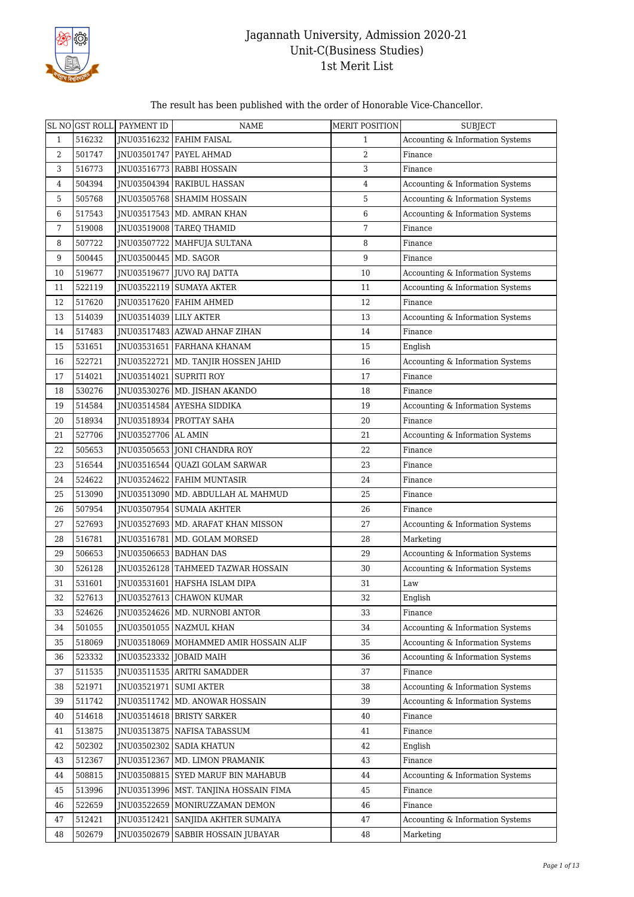# Jagannath University, Admission 2020-21
## Unit-C(Business Studies)
## 1st Merit List

The result has been published with the order of Honorable Vice-Chancellor.

| SL NO | GST ROLL | PAYMENT ID | NAME | MERIT POSITION | SUBJECT |
|---|---|---|---|---|---|
| 1 | 516232 | JNU03516232 | FAHIM FAISAL | 1 | Accounting & Information Systems |
| 2 | 501747 | JNU03501747 | PAYEL AHMAD | 2 | Finance |
| 3 | 516773 | JNU03516773 | RABBI HOSSAIN | 3 | Finance |
| 4 | 504394 | JNU03504394 | RAKIBUL HASSAN | 4 | Accounting & Information Systems |
| 5 | 505768 | JNU03505768 | SHAMIM HOSSAIN | 5 | Accounting & Information Systems |
| 6 | 517543 | JNU03517543 | MD. AMRAN KHAN | 6 | Accounting & Information Systems |
| 7 | 519008 | JNU03519008 | TAREQ THAMID | 7 | Finance |
| 8 | 507722 | JNU03507722 | MAHFUJA SULTANA | 8 | Finance |
| 9 | 500445 | JNU03500445 | MD. SAGOR | 9 | Finance |
| 10 | 519677 | JNU03519677 | JUVO RAJ DATTA | 10 | Accounting & Information Systems |
| 11 | 522119 | JNU03522119 | SUMAYA AKTER | 11 | Accounting & Information Systems |
| 12 | 517620 | JNU03517620 | FAHIM AHMED | 12 | Finance |
| 13 | 514039 | JNU03514039 | LILY AKTER | 13 | Accounting & Information Systems |
| 14 | 517483 | JNU03517483 | AZWAD AHNAF ZIHAN | 14 | Finance |
| 15 | 531651 | JNU03531651 | FARHANA KHANAM | 15 | English |
| 16 | 522721 | JNU03522721 | MD. TANJIR HOSSEN JAHID | 16 | Accounting & Information Systems |
| 17 | 514021 | JNU03514021 | SUPRITI ROY | 17 | Finance |
| 18 | 530276 | JNU03530276 | MD. JISHAN AKANDO | 18 | Finance |
| 19 | 514584 | JNU03514584 | AYESHA SIDDIKA | 19 | Accounting & Information Systems |
| 20 | 518934 | JNU03518934 | PROTTAY SAHA | 20 | Finance |
| 21 | 527706 | JNU03527706 | AL AMIN | 21 | Accounting & Information Systems |
| 22 | 505653 | JNU03505653 | JONI CHANDRA ROY | 22 | Finance |
| 23 | 516544 | JNU03516544 | QUAZI GOLAM SARWAR | 23 | Finance |
| 24 | 524622 | JNU03524622 | FAHIM MUNTASIR | 24 | Finance |
| 25 | 513090 | JNU03513090 | MD. ABDULLAH AL MAHMUD | 25 | Finance |
| 26 | 507954 | JNU03507954 | SUMAIA AKHTER | 26 | Finance |
| 27 | 527693 | JNU03527693 | MD. ARAFAT KHAN MISSON | 27 | Accounting & Information Systems |
| 28 | 516781 | JNU03516781 | MD. GOLAM MORSED | 28 | Marketing |
| 29 | 506653 | JNU03506653 | BADHAN DAS | 29 | Accounting & Information Systems |
| 30 | 526128 | JNU03526128 | TAHMEED TAZWAR HOSSAIN | 30 | Accounting & Information Systems |
| 31 | 531601 | JNU03531601 | HAFSHA ISLAM DIPA | 31 | Law |
| 32 | 527613 | JNU03527613 | CHAWON KUMAR | 32 | English |
| 33 | 524626 | JNU03524626 | MD. NURNOBI ANTOR | 33 | Finance |
| 34 | 501055 | JNU03501055 | NAZMUL KHAN | 34 | Accounting & Information Systems |
| 35 | 518069 | JNU03518069 | MOHAMMED AMIR HOSSAIN ALIF | 35 | Accounting & Information Systems |
| 36 | 523332 | JNU03523332 | JOBAID MAIH | 36 | Accounting & Information Systems |
| 37 | 511535 | JNU03511535 | ARITRI SAMADDER | 37 | Finance |
| 38 | 521971 | JNU03521971 | SUMI AKTER | 38 | Accounting & Information Systems |
| 39 | 511742 | JNU03511742 | MD. ANOWAR HOSSAIN | 39 | Accounting & Information Systems |
| 40 | 514618 | JNU03514618 | BRISTY SARKER | 40 | Finance |
| 41 | 513875 | JNU03513875 | NAFISA TABASSUM | 41 | Finance |
| 42 | 502302 | JNU03502302 | SADIA KHATUN | 42 | English |
| 43 | 512367 | JNU03512367 | MD. LIMON PRAMANIK | 43 | Finance |
| 44 | 508815 | JNU03508815 | SYED MARUF BIN MAHABUB | 44 | Accounting & Information Systems |
| 45 | 513996 | JNU03513996 | MST. TANJINA HOSSAIN FIMA | 45 | Finance |
| 46 | 522659 | JNU03522659 | MONIRUZZAMAN DEMON | 46 | Finance |
| 47 | 512421 | JNU03512421 | SANJIDA AKHTER SUMAIYA | 47 | Accounting & Information Systems |
| 48 | 502679 | JNU03502679 | SABBIR HOSSAIN JUBAYAR | 48 | Marketing |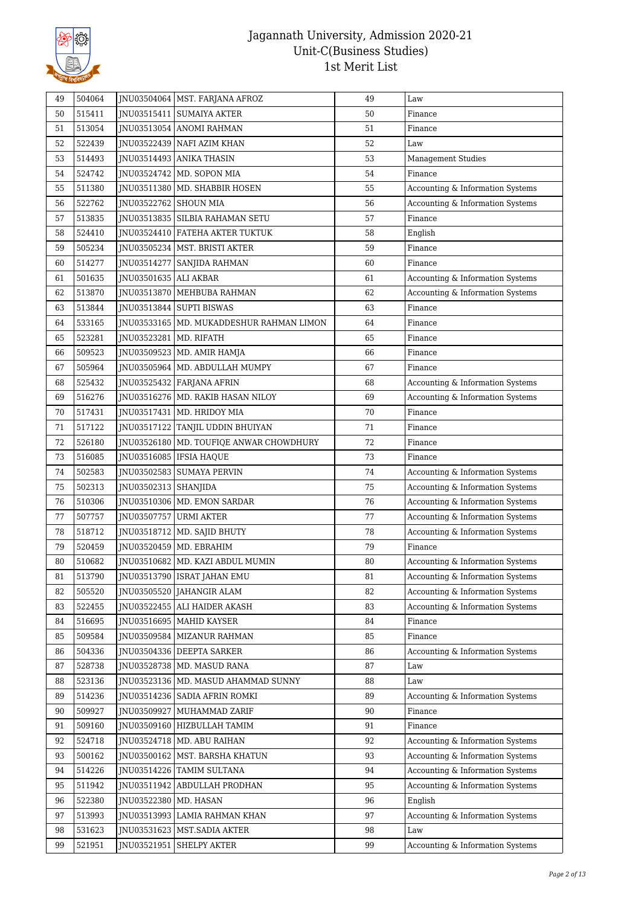| 49 | 504064 | JNU03504064 | MST. FARJANA AFROZ | 49 | Law |
|---|---|---|---|---|---|
| 50 | 515411 | JNU03515411 | SUMAIYA AKTER | 50 | Finance |
| 51 | 513054 | JNU03513054 | ANOMI RAHMAN | 51 | Finance |
| 52 | 522439 | JNU03522439 | NAFI AZIM KHAN | 52 | Law |
| 53 | 514493 | JNU03514493 | ANIKA THASIN | 53 | Management Studies |
| 54 | 524742 | JNU03524742 | MD. SOPON MIA | 54 | Finance |
| 55 | 511380 | JNU03511380 | MD. SHABBIR HOSEN | 55 | Accounting & Information Systems |
| 56 | 522762 | JNU03522762 | SHOUN MIA | 56 | Accounting & Information Systems |
| 57 | 513835 | JNU03513835 | SILBIA RAHAMAN SETU | 57 | Finance |
| 58 | 524410 | JNU03524410 | FATEHA AKTER TUKTUK | 58 | English |
| 59 | 505234 | JNU03505234 | MST. BRISTI AKTER | 59 | Finance |
| 60 | 514277 | JNU03514277 | SANJIDA RAHMAN | 60 | Finance |
| 61 | 501635 | JNU03501635 | ALI AKBAR | 61 | Accounting & Information Systems |
| 62 | 513870 | JNU03513870 | MEHBUBA RAHMAN | 62 | Accounting & Information Systems |
| 63 | 513844 | JNU03513844 | SUPTI BISWAS | 63 | Finance |
| 64 | 533165 | JNU03533165 | MD. MUKADDESHUR RAHMAN LIMON | 64 | Finance |
| 65 | 523281 | JNU03523281 | MD. RIFATH | 65 | Finance |
| 66 | 509523 | JNU03509523 | MD. AMIR HAMJA | 66 | Finance |
| 67 | 505964 | JNU03505964 | MD. ABDULLAH MUMPY | 67 | Finance |
| 68 | 525432 | JNU03525432 | FARJANA AFRIN | 68 | Accounting & Information Systems |
| 69 | 516276 | JNU03516276 | MD. RAKIB HASAN NILOY | 69 | Accounting & Information Systems |
| 70 | 517431 | JNU03517431 | MD. HRIDOY MIA | 70 | Finance |
| 71 | 517122 | JNU03517122 | TANJIL UDDIN BHUIYAN | 71 | Finance |
| 72 | 526180 | JNU03526180 | MD. TOUFIQE ANWAR CHOWDHURY | 72 | Finance |
| 73 | 516085 | JNU03516085 | IFSIA HAQUE | 73 | Finance |
| 74 | 502583 | JNU03502583 | SUMAYA PERVIN | 74 | Accounting & Information Systems |
| 75 | 502313 | JNU03502313 | SHANJIDA | 75 | Accounting & Information Systems |
| 76 | 510306 | JNU03510306 | MD. EMON SARDAR | 76 | Accounting & Information Systems |
| 77 | 507757 | JNU03507757 | URMI AKTER | 77 | Accounting & Information Systems |
| 78 | 518712 | JNU03518712 | MD. SAJID BHUTY | 78 | Accounting & Information Systems |
| 79 | 520459 | JNU03520459 | MD. EBRAHIM | 79 | Finance |
| 80 | 510682 | JNU03510682 | MD. KAZI ABDUL MUMIN | 80 | Accounting & Information Systems |
| 81 | 513790 | JNU03513790 | ISRAT JAHAN EMU | 81 | Accounting & Information Systems |
| 82 | 505520 | JNU03505520 | JAHANGIR ALAM | 82 | Accounting & Information Systems |
| 83 | 522455 | JNU03522455 | ALI HAIDER AKASH | 83 | Accounting & Information Systems |
| 84 | 516695 | JNU03516695 | MAHID KAYSER | 84 | Finance |
| 85 | 509584 | JNU03509584 | MIZANUR RAHMAN | 85 | Finance |
| 86 | 504336 | JNU03504336 | DEEPTA SARKER | 86 | Accounting & Information Systems |
| 87 | 528738 | JNU03528738 | MD. MASUD RANA | 87 | Law |
| 88 | 523136 | JNU03523136 | MD. MASUD AHAMMAD SUNNY | 88 | Law |
| 89 | 514236 | JNU03514236 | SADIA AFRIN ROMKI | 89 | Accounting & Information Systems |
| 90 | 509927 | JNU03509927 | MUHAMMAD ZARIF | 90 | Finance |
| 91 | 509160 | JNU03509160 | HIZBULLAH TAMIM | 91 | Finance |
| 92 | 524718 | JNU03524718 | MD. ABU RAIHAN | 92 | Accounting & Information Systems |
| 93 | 500162 | JNU03500162 | MST. BARSHA KHATUN | 93 | Accounting & Information Systems |
| 94 | 514226 | JNU03514226 | TAMIM SULTANA | 94 | Accounting & Information Systems |
| 95 | 511942 | JNU03511942 | ABDULLAH PRODHAN | 95 | Accounting & Information Systems |
| 96 | 522380 | JNU03522380 | MD. HASAN | 96 | English |
| 97 | 513993 | JNU03513993 | LAMIA RAHMAN KHAN | 97 | Accounting & Information Systems |
| 98 | 531623 | JNU03531623 | MST.SADIA AKTER | 98 | Law |
| 99 | 521951 | JNU03521951 | SHELPY AKTER | 99 | Accounting & Information Systems |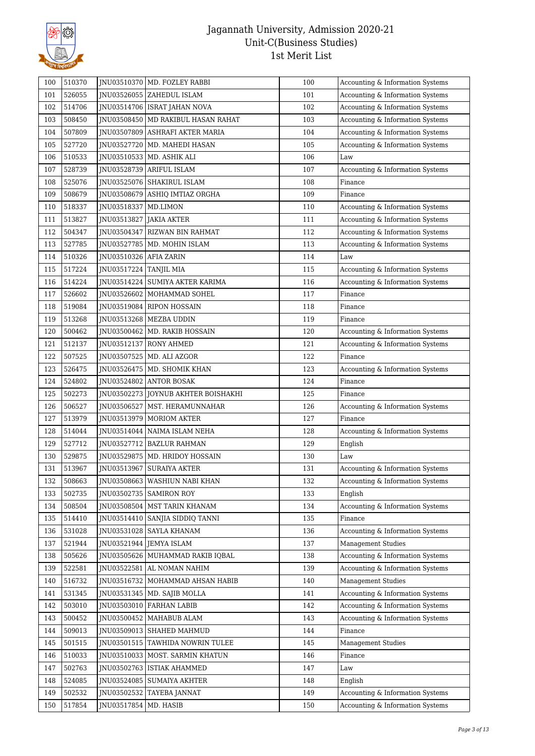# Jagannath University, Admission 2020-21
## Unit-C(Business Studies)
## 1st Merit List

| | | | | | |
|---|---|---|---|---|---|
| 100 | 510370 | JNU03510370 | MD. FOZLEY RABBI | 100 | Accounting & Information Systems |
| 101 | 526055 | JNU03526055 | ZAHEDUL ISLAM | 101 | Accounting & Information Systems |
| 102 | 514706 | JNU03514706 | ISRAT JAHAN NOVA | 102 | Accounting & Information Systems |
| 103 | 508450 | JNU03508450 | MD RAKIBUL HASAN RAHAT | 103 | Accounting & Information Systems |
| 104 | 507809 | JNU03507809 | ASHRAFI AKTER MARIA | 104 | Accounting & Information Systems |
| 105 | 527720 | JNU03527720 | MD. MAHEDI HASAN | 105 | Accounting & Information Systems |
| 106 | 510533 | JNU03510533 | MD. ASHIK ALI | 106 | Law |
| 107 | 528739 | JNU03528739 | ARIFUL ISLAM | 107 | Accounting & Information Systems |
| 108 | 525076 | JNU03525076 | SHAKIRUL ISLAM | 108 | Finance |
| 109 | 508679 | JNU03508679 | ASHIQ IMTIAZ ORGHA | 109 | Finance |
| 110 | 518337 | JNU03518337 | MD.LIMON | 110 | Accounting & Information Systems |
| 111 | 513827 | JNU03513827 | JAKIA AKTER | 111 | Accounting & Information Systems |
| 112 | 504347 | JNU03504347 | RIZWAN BIN RAHMAT | 112 | Accounting & Information Systems |
| 113 | 527785 | JNU03527785 | MD. MOHIN ISLAM | 113 | Accounting & Information Systems |
| 114 | 510326 | JNU03510326 | AFIA ZARIN | 114 | Law |
| 115 | 517224 | JNU03517224 | TANJIL MIA | 115 | Accounting & Information Systems |
| 116 | 514224 | JNU03514224 | SUMIYA AKTER KARIMA | 116 | Accounting & Information Systems |
| 117 | 526602 | JNU03526602 | MOHAMMAD SOHEL | 117 | Finance |
| 118 | 519084 | JNU03519084 | RIPON HOSSAIN | 118 | Finance |
| 119 | 513268 | JNU03513268 | MEZBA UDDIN | 119 | Finance |
| 120 | 500462 | JNU03500462 | MD. RAKIB HOSSAIN | 120 | Accounting & Information Systems |
| 121 | 512137 | JNU03512137 | RONY AHMED | 121 | Accounting & Information Systems |
| 122 | 507525 | JNU03507525 | MD. ALI AZGOR | 122 | Finance |
| 123 | 526475 | JNU03526475 | MD. SHOMIK KHAN | 123 | Accounting & Information Systems |
| 124 | 524802 | JNU03524802 | ANTOR BOSAK | 124 | Finance |
| 125 | 502273 | JNU03502273 | JOYNUB AKHTER BOISHAKHI | 125 | Finance |
| 126 | 506527 | JNU03506527 | MST. HERAMUNNAHAR | 126 | Accounting & Information Systems |
| 127 | 513979 | JNU03513979 | MORIOM AKTER | 127 | Finance |
| 128 | 514044 | JNU03514044 | NAIMA ISLAM NEHA | 128 | Accounting & Information Systems |
| 129 | 527712 | JNU03527712 | BAZLUR RAHMAN | 129 | English |
| 130 | 529875 | JNU03529875 | MD. HRIDOY HOSSAIN | 130 | Law |
| 131 | 513967 | JNU03513967 | SURAIYA AKTER | 131 | Accounting & Information Systems |
| 132 | 508663 | JNU03508663 | WASHIUN NABI KHAN | 132 | Accounting & Information Systems |
| 133 | 502735 | JNU03502735 | SAMIRON ROY | 133 | English |
| 134 | 508504 | JNU03508504 | MST TARIN KHANAM | 134 | Accounting & Information Systems |
| 135 | 514410 | JNU03514410 | SANJIA SIDDIQ TANNI | 135 | Finance |
| 136 | 531028 | JNU03531028 | SAYLA KHANAM | 136 | Accounting & Information Systems |
| 137 | 521944 | JNU03521944 | JEMYA ISLAM | 137 | Management Studies |
| 138 | 505626 | JNU03505626 | MUHAMMAD RAKIB IQBAL | 138 | Accounting & Information Systems |
| 139 | 522581 | JNU03522581 | AL NOMAN NAHIM | 139 | Accounting & Information Systems |
| 140 | 516732 | JNU03516732 | MOHAMMAD AHSAN HABIB | 140 | Management Studies |
| 141 | 531345 | JNU03531345 | MD. SAJIB MOLLA | 141 | Accounting & Information Systems |
| 142 | 503010 | JNU03503010 | FARHAN LABIB | 142 | Accounting & Information Systems |
| 143 | 500452 | JNU03500452 | MAHABUB ALAM | 143 | Accounting & Information Systems |
| 144 | 509013 | JNU03509013 | SHAHED MAHMUD | 144 | Finance |
| 145 | 501515 | JNU03501515 | TAWHIDA NOWRIN TULEE | 145 | Management Studies |
| 146 | 510033 | JNU03510033 | MOST. SARMIN KHATUN | 146 | Finance |
| 147 | 502763 | JNU03502763 | ISTIAK AHAMMED | 147 | Law |
| 148 | 524085 | JNU03524085 | SUMAIYA AKHTER | 148 | English |
| 149 | 502532 | JNU03502532 | TAYEBA JANNAT | 149 | Accounting & Information Systems |
| 150 | 517854 | JNU03517854 | MD. HASIB | 150 | Accounting & Information Systems |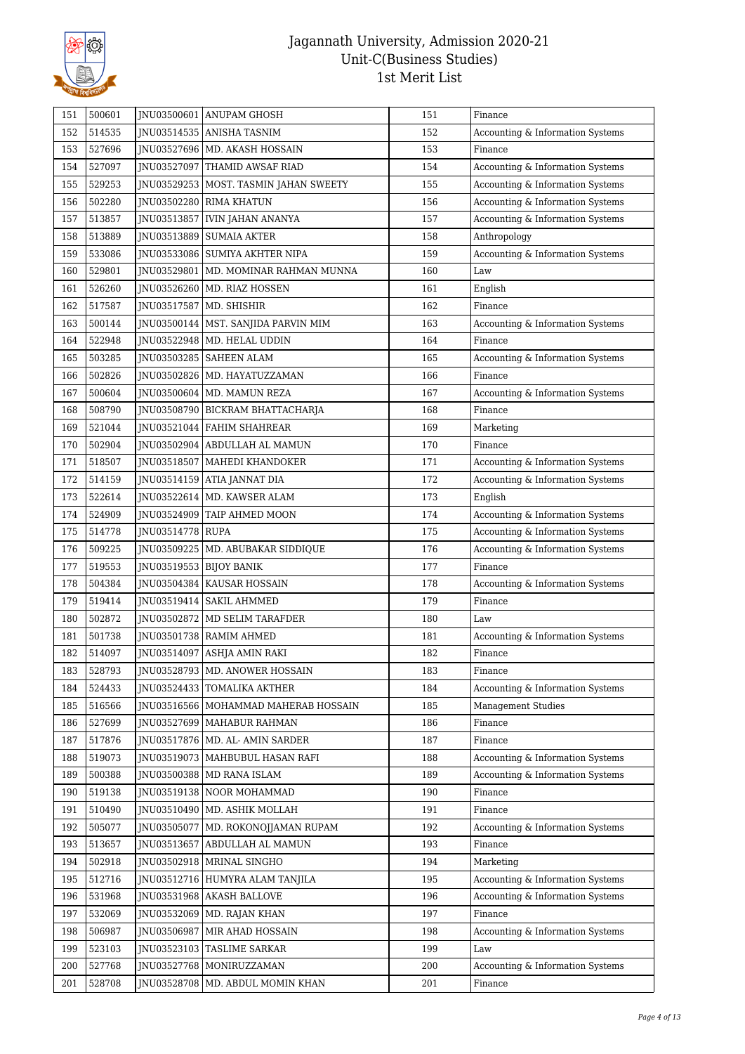# Jagannath University, Admission 2020-21
## Unit-C(Business Studies)
### 1st Merit List

| | | | | | |
|---|---|---|---|---|---|
| 151 | 500601 | JNU03500601 | ANUPAM GHOSH | 151 | Finance |
| 152 | 514535 | JNU03514535 | ANISHA TASNIM | 152 | Accounting & Information Systems |
| 153 | 527696 | JNU03527696 | MD. AKASH HOSSAIN | 153 | Finance |
| 154 | 527097 | JNU03527097 | THAMID AWSAF RIAD | 154 | Accounting & Information Systems |
| 155 | 529253 | JNU03529253 | MOST. TASMIN JAHAN SWEETY | 155 | Accounting & Information Systems |
| 156 | 502280 | JNU03502280 | RIMA KHATUN | 156 | Accounting & Information Systems |
| 157 | 513857 | JNU03513857 | IVIN JAHAN ANANYA | 157 | Accounting & Information Systems |
| 158 | 513889 | JNU03513889 | SUMAIA AKTER | 158 | Anthropology |
| 159 | 533086 | JNU03533086 | SUMIYA AKHTER NIPA | 159 | Accounting & Information Systems |
| 160 | 529801 | JNU03529801 | MD. MOMINAR RAHMAN MUNNA | 160 | Law |
| 161 | 526260 | JNU03526260 | MD. RIAZ HOSSEN | 161 | English |
| 162 | 517587 | JNU03517587 | MD. SHISHIR | 162 | Finance |
| 163 | 500144 | JNU03500144 | MST. SANJIDA PARVIN MIM | 163 | Accounting & Information Systems |
| 164 | 522948 | JNU03522948 | MD. HELAL UDDIN | 164 | Finance |
| 165 | 503285 | JNU03503285 | SAHEEN ALAM | 165 | Accounting & Information Systems |
| 166 | 502826 | JNU03502826 | MD. HAYATUZZAMAN | 166 | Finance |
| 167 | 500604 | JNU03500604 | MD. MAMUN REZA | 167 | Accounting & Information Systems |
| 168 | 508790 | JNU03508790 | BICKRAM BHATTACHARJA | 168 | Finance |
| 169 | 521044 | JNU03521044 | FAHIM SHAHREAR | 169 | Marketing |
| 170 | 502904 | JNU03502904 | ABDULLAH AL MAMUN | 170 | Finance |
| 171 | 518507 | JNU03518507 | MAHEDI KHANDOKER | 171 | Accounting & Information Systems |
| 172 | 514159 | JNU03514159 | ATIA JANNAT DIA | 172 | Accounting & Information Systems |
| 173 | 522614 | JNU03522614 | MD. KAWSER ALAM | 173 | English |
| 174 | 524909 | JNU03524909 | TAIP AHMED MOON | 174 | Accounting & Information Systems |
| 175 | 514778 | JNU03514778 | RUPA | 175 | Accounting & Information Systems |
| 176 | 509225 | JNU03509225 | MD. ABUBAKAR SIDDIQUE | 176 | Accounting & Information Systems |
| 177 | 519553 | JNU03519553 | BIJOY BANIK | 177 | Finance |
| 178 | 504384 | JNU03504384 | KAUSAR HOSSAIN | 178 | Accounting & Information Systems |
| 179 | 519414 | JNU03519414 | SAKIL AHMMED | 179 | Finance |
| 180 | 502872 | JNU03502872 | MD SELIM TARAFDER | 180 | Law |
| 181 | 501738 | JNU03501738 | RAMIM AHMED | 181 | Accounting & Information Systems |
| 182 | 514097 | JNU03514097 | ASHJA AMIN RAKI | 182 | Finance |
| 183 | 528793 | JNU03528793 | MD. ANOWER HOSSAIN | 183 | Finance |
| 184 | 524433 | JNU03524433 | TOMALIKA AKTHER | 184 | Accounting & Information Systems |
| 185 | 516566 | JNU03516566 | MOHAMMAD MAHERAB HOSSAIN | 185 | Management Studies |
| 186 | 527699 | JNU03527699 | MAHABUR RAHMAN | 186 | Finance |
| 187 | 517876 | JNU03517876 | MD. AL- AMIN SARDER | 187 | Finance |
| 188 | 519073 | JNU03519073 | MAHBUBUL HASAN RAFI | 188 | Accounting & Information Systems |
| 189 | 500388 | JNU03500388 | MD RANA ISLAM | 189 | Accounting & Information Systems |
| 190 | 519138 | JNU03519138 | NOOR MOHAMMAD | 190 | Finance |
| 191 | 510490 | JNU03510490 | MD. ASHIK MOLLAH | 191 | Finance |
| 192 | 505077 | JNU03505077 | MD. ROKONOJJAMAN RUPAM | 192 | Accounting & Information Systems |
| 193 | 513657 | JNU03513657 | ABDULLAH AL MAMUN | 193 | Finance |
| 194 | 502918 | JNU03502918 | MRINAL SINGHO | 194 | Marketing |
| 195 | 512716 | JNU03512716 | HUMYRA ALAM TANJILA | 195 | Accounting & Information Systems |
| 196 | 531968 | JNU03531968 | AKASH BALLOVE | 196 | Accounting & Information Systems |
| 197 | 532069 | JNU03532069 | MD. RAJAN KHAN | 197 | Finance |
| 198 | 506987 | JNU03506987 | MIR AHAD HOSSAIN | 198 | Accounting & Information Systems |
| 199 | 523103 | JNU03523103 | TASLIME SARKAR | 199 | Law |
| 200 | 527768 | JNU03527768 | MONIRUZZAMAN | 200 | Accounting & Information Systems |
| 201 | 528708 | JNU03528708 | MD. ABDUL MOMIN KHAN | 201 | Finance |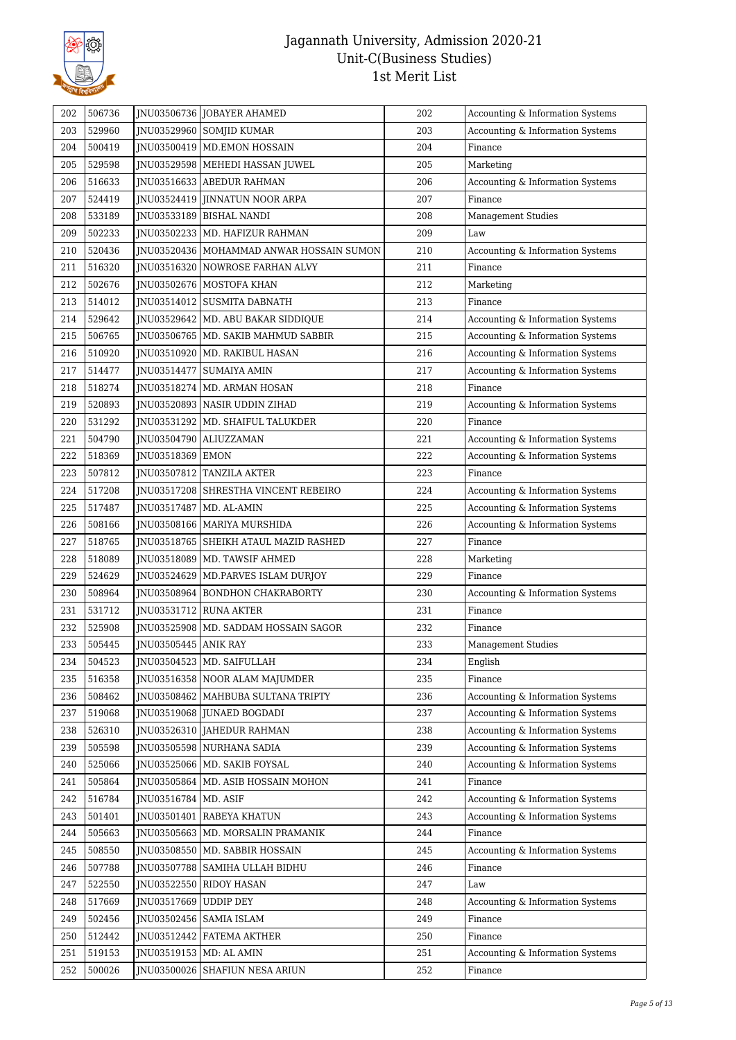| 202 | 506736 | JNU03506736 | JOBAYER AHAMED | 202 | Accounting & Information Systems |
|---|---|---|---|---|---|
| 203 | 529960 | JNU03529960 | SOMJID KUMAR | 203 | Accounting & Information Systems |
| 204 | 500419 | JNU03500419 | MD.EMON HOSSAIN | 204 | Finance |
| 205 | 529598 | JNU03529598 | MEHEDI HASSAN JUWEL | 205 | Marketing |
| 206 | 516633 | JNU03516633 | ABEDUR RAHMAN | 206 | Accounting & Information Systems |
| 207 | 524419 | JNU03524419 | JINNATUN NOOR ARPA | 207 | Finance |
| 208 | 533189 | JNU03533189 | BISHAL NANDI | 208 | Management Studies |
| 209 | 502233 | JNU03502233 | MD. HAFIZUR RAHMAN | 209 | Law |
| 210 | 520436 | JNU03520436 | MOHAMMAD ANWAR HOSSAIN SUMON | 210 | Accounting & Information Systems |
| 211 | 516320 | JNU03516320 | NOWROSE FARHAN ALVY | 211 | Finance |
| 212 | 502676 | JNU03502676 | MOSTOFA KHAN | 212 | Marketing |
| 213 | 514012 | JNU03514012 | SUSMITA DABNATH | 213 | Finance |
| 214 | 529642 | JNU03529642 | MD. ABU BAKAR SIDDIQUE | 214 | Accounting & Information Systems |
| 215 | 506765 | JNU03506765 | MD. SAKIB MAHMUD SABBIR | 215 | Accounting & Information Systems |
| 216 | 510920 | JNU03510920 | MD. RAKIBUL HASAN | 216 | Accounting & Information Systems |
| 217 | 514477 | JNU03514477 | SUMAIYA AMIN | 217 | Accounting & Information Systems |
| 218 | 518274 | JNU03518274 | MD. ARMAN HOSAN | 218 | Finance |
| 219 | 520893 | JNU03520893 | NASIR UDDIN ZIHAD | 219 | Accounting & Information Systems |
| 220 | 531292 | JNU03531292 | MD. SHAIFUL TALUKDER | 220 | Finance |
| 221 | 504790 | JNU03504790 | ALIUZZAMAN | 221 | Accounting & Information Systems |
| 222 | 518369 | JNU03518369 | EMON | 222 | Accounting & Information Systems |
| 223 | 507812 | JNU03507812 | TANZILA AKTER | 223 | Finance |
| 224 | 517208 | JNU03517208 | SHRESTHA VINCENT REBEIRO | 224 | Accounting & Information Systems |
| 225 | 517487 | JNU03517487 | MD. AL-AMIN | 225 | Accounting & Information Systems |
| 226 | 508166 | JNU03508166 | MARIYA MURSHIDA | 226 | Accounting & Information Systems |
| 227 | 518765 | JNU03518765 | SHEIKH ATAUL MAZID RASHED | 227 | Finance |
| 228 | 518089 | JNU03518089 | MD. TAWSIF AHMED | 228 | Marketing |
| 229 | 524629 | JNU03524629 | MD.PARVES ISLAM DURJOY | 229 | Finance |
| 230 | 508964 | JNU03508964 | BONDHON CHAKRABORTY | 230 | Accounting & Information Systems |
| 231 | 531712 | JNU03531712 | RUNA AKTER | 231 | Finance |
| 232 | 525908 | JNU03525908 | MD. SADDAM HOSSAIN SAGOR | 232 | Finance |
| 233 | 505445 | JNU03505445 | ANIK RAY | 233 | Management Studies |
| 234 | 504523 | JNU03504523 | MD. SAIFULLAH | 234 | English |
| 235 | 516358 | JNU03516358 | NOOR ALAM MAJUMDER | 235 | Finance |
| 236 | 508462 | JNU03508462 | MAHBUBA SULTANA TRIPTY | 236 | Accounting & Information Systems |
| 237 | 519068 | JNU03519068 | JUNAED BOGDADI | 237 | Accounting & Information Systems |
| 238 | 526310 | JNU03526310 | JAHEDUR RAHMAN | 238 | Accounting & Information Systems |
| 239 | 505598 | JNU03505598 | NURHANA SADIA | 239 | Accounting & Information Systems |
| 240 | 525066 | JNU03525066 | MD. SAKIB FOYSAL | 240 | Accounting & Information Systems |
| 241 | 505864 | JNU03505864 | MD. ASIB HOSSAIN MOHON | 241 | Finance |
| 242 | 516784 | JNU03516784 | MD. ASIF | 242 | Accounting & Information Systems |
| 243 | 501401 | JNU03501401 | RABEYA KHATUN | 243 | Accounting & Information Systems |
| 244 | 505663 | JNU03505663 | MD. MORSALIN PRAMANIK | 244 | Finance |
| 245 | 508550 | JNU03508550 | MD. SABBIR HOSSAIN | 245 | Accounting & Information Systems |
| 246 | 507788 | JNU03507788 | SAMIHA ULLAH BIDHU | 246 | Finance |
| 247 | 522550 | JNU03522550 | RIDOY HASAN | 247 | Law |
| 248 | 517669 | JNU03517669 | UDDIP DEY | 248 | Accounting & Information Systems |
| 249 | 502456 | JNU03502456 | SAMIA ISLAM | 249 | Finance |
| 250 | 512442 | JNU03512442 | FATEMA AKTHER | 250 | Finance |
| 251 | 519153 | JNU03519153 | MD: AL AMIN | 251 | Accounting & Information Systems |
| 252 | 500026 | JNU03500026 | SHAFIUN NESA ARIUN | 252 | Finance |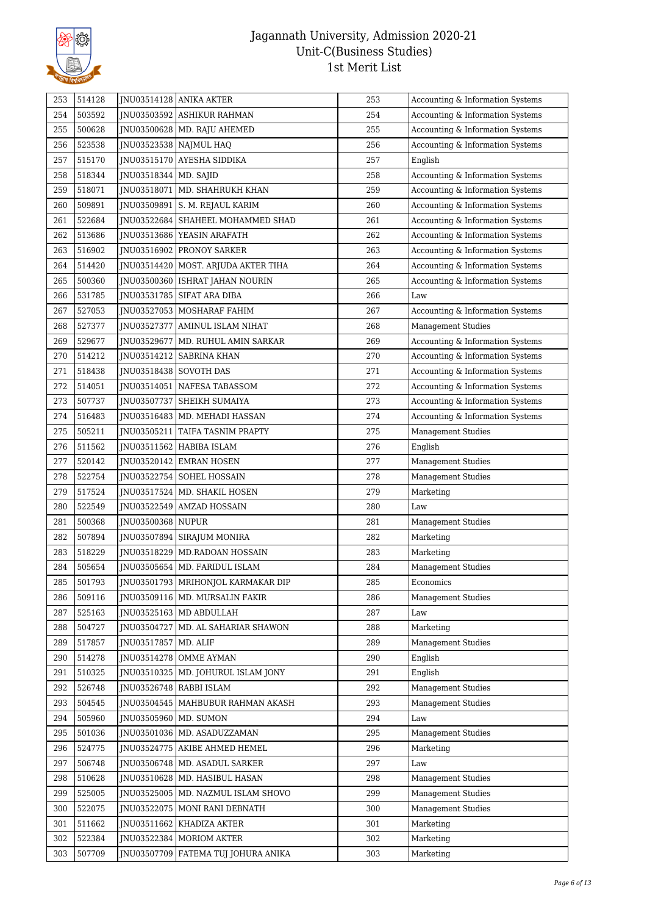# Jagannath University, Admission 2020-21
## Unit-C(Business Studies)
## 1st Merit List

| | | | | | |
|---|---|---|---|---|---|
| 253 | 514128 | JNU03514128 | ANIKA AKTER | 253 | Accounting & Information Systems |
| 254 | 503592 | JNU03503592 | ASHIKUR RAHMAN | 254 | Accounting & Information Systems |
| 255 | 500628 | JNU03500628 | MD. RAJU AHEMED | 255 | Accounting & Information Systems |
| 256 | 523538 | JNU03523538 | NAJMUL HAQ | 256 | Accounting & Information Systems |
| 257 | 515170 | JNU03515170 | AYESHA SIDDIKA | 257 | English |
| 258 | 518344 | JNU03518344 | MD. SAJID | 258 | Accounting & Information Systems |
| 259 | 518071 | JNU03518071 | MD. SHAHRUKH KHAN | 259 | Accounting & Information Systems |
| 260 | 509891 | JNU03509891 | S. M. REJAUL KARIM | 260 | Accounting & Information Systems |
| 261 | 522684 | JNU03522684 | SHAHEEL MOHAMMED SHAD | 261 | Accounting & Information Systems |
| 262 | 513686 | JNU03513686 | YEASIN ARAFATH | 262 | Accounting & Information Systems |
| 263 | 516902 | JNU03516902 | PRONOY SARKER | 263 | Accounting & Information Systems |
| 264 | 514420 | JNU03514420 | MOST. ARJUDA AKTER TIHA | 264 | Accounting & Information Systems |
| 265 | 500360 | JNU03500360 | ISHRAT JAHAN NOURIN | 265 | Accounting & Information Systems |
| 266 | 531785 | JNU03531785 | SIFAT ARA DIBA | 266 | Law |
| 267 | 527053 | JNU03527053 | MOSHARAF FAHIM | 267 | Accounting & Information Systems |
| 268 | 527377 | JNU03527377 | AMINUL ISLAM NIHAT | 268 | Management Studies |
| 269 | 529677 | JNU03529677 | MD. RUHUL AMIN SARKAR | 269 | Accounting & Information Systems |
| 270 | 514212 | JNU03514212 | SABRINA KHAN | 270 | Accounting & Information Systems |
| 271 | 518438 | JNU03518438 | SOVOTH DAS | 271 | Accounting & Information Systems |
| 272 | 514051 | JNU03514051 | NAFESA TABASSOM | 272 | Accounting & Information Systems |
| 273 | 507737 | JNU03507737 | SHEIKH SUMAIYA | 273 | Accounting & Information Systems |
| 274 | 516483 | JNU03516483 | MD. MEHADI HASSAN | 274 | Accounting & Information Systems |
| 275 | 505211 | JNU03505211 | TAIFA TASNIM PRAPTY | 275 | Management Studies |
| 276 | 511562 | JNU03511562 | HABIBA ISLAM | 276 | English |
| 277 | 520142 | JNU03520142 | EMRAN HOSEN | 277 | Management Studies |
| 278 | 522754 | JNU03522754 | SOHEL HOSSAIN | 278 | Management Studies |
| 279 | 517524 | JNU03517524 | MD. SHAKIL HOSEN | 279 | Marketing |
| 280 | 522549 | JNU03522549 | AMZAD HOSSAIN | 280 | Law |
| 281 | 500368 | JNU03500368 | NUPUR | 281 | Management Studies |
| 282 | 507894 | JNU03507894 | SIRAJUM MONIRA | 282 | Marketing |
| 283 | 518229 | JNU03518229 | MD.RADOAN HOSSAIN | 283 | Marketing |
| 284 | 505654 | JNU03505654 | MD. FARIDUL ISLAM | 284 | Management Studies |
| 285 | 501793 | JNU03501793 | MRIHONJOL KARMAKAR DIP | 285 | Economics |
| 286 | 509116 | JNU03509116 | MD. MURSALIN FAKIR | 286 | Management Studies |
| 287 | 525163 | JNU03525163 | MD ABDULLAH | 287 | Law |
| 288 | 504727 | JNU03504727 | MD. AL SAHARIAR SHAWON | 288 | Marketing |
| 289 | 517857 | JNU03517857 | MD. ALIF | 289 | Management Studies |
| 290 | 514278 | JNU03514278 | OMME AYMAN | 290 | English |
| 291 | 510325 | JNU03510325 | MD. JOHURUL ISLAM JONY | 291 | English |
| 292 | 526748 | JNU03526748 | RABBI ISLAM | 292 | Management Studies |
| 293 | 504545 | JNU03504545 | MAHBUBUR RAHMAN AKASH | 293 | Management Studies |
| 294 | 505960 | JNU03505960 | MD. SUMON | 294 | Law |
| 295 | 501036 | JNU03501036 | MD. ASADUZZAMAN | 295 | Management Studies |
| 296 | 524775 | JNU03524775 | AKIBE AHMED HEMEL | 296 | Marketing |
| 297 | 506748 | JNU03506748 | MD. ASADUL SARKER | 297 | Law |
| 298 | 510628 | JNU03510628 | MD. HASIBUL HASAN | 298 | Management Studies |
| 299 | 525005 | JNU03525005 | MD. NAZMUL ISLAM SHOVO | 299 | Management Studies |
| 300 | 522075 | JNU03522075 | MONI RANI DEBNATH | 300 | Management Studies |
| 301 | 511662 | JNU03511662 | KHADIZA AKTER | 301 | Marketing |
| 302 | 522384 | JNU03522384 | MORIOM AKTER | 302 | Marketing |
| 303 | 507709 | JNU03507709 | FATEMA TUJ JOHURA ANIKA | 303 | Marketing |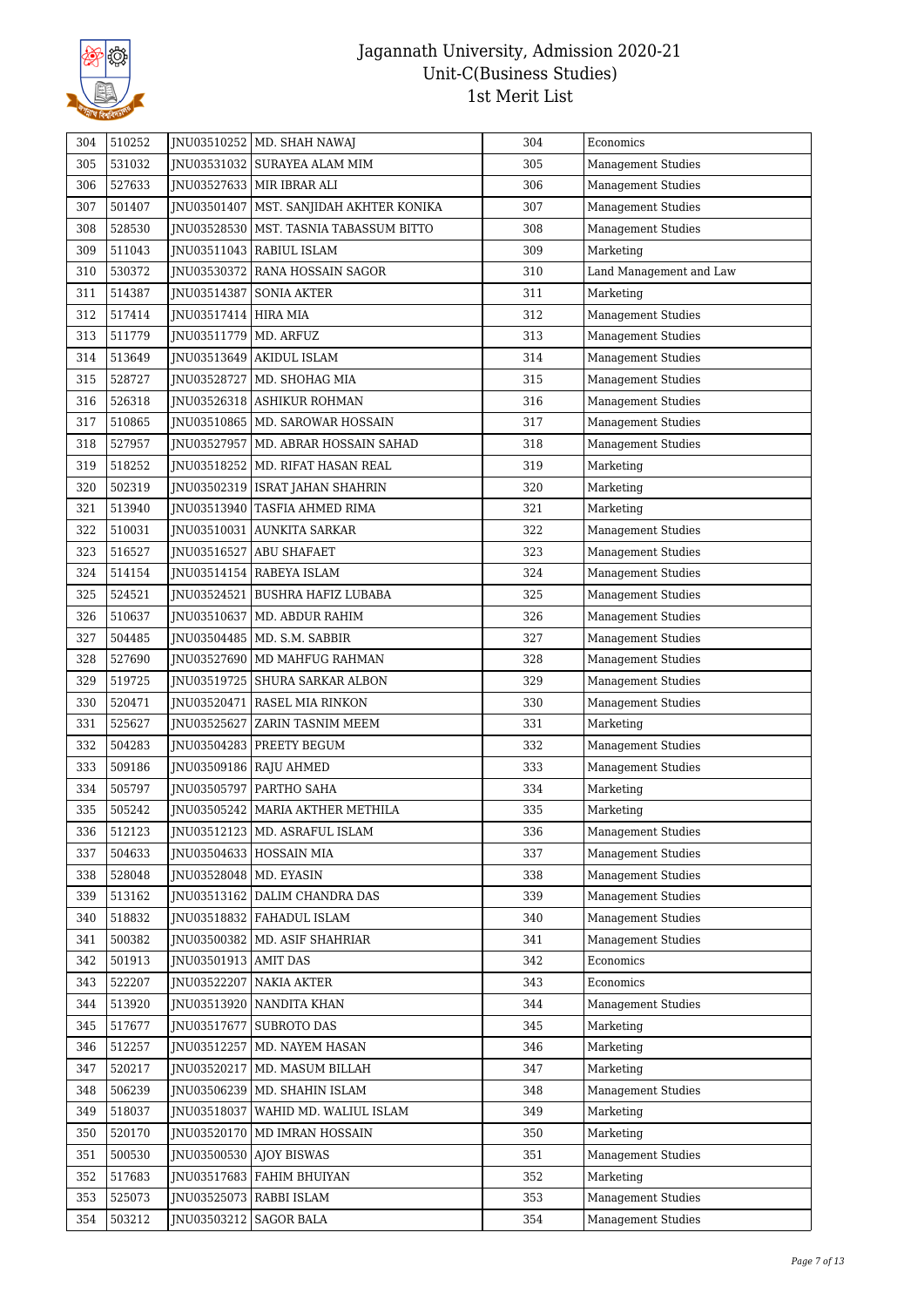# Jagannath University, Admission 2020-21
## Unit-C(Business Studies)
## 1st Merit List

| | | | | | |
|---|---|---|---|---|---|
| 304 | 510252 | JNU03510252 | MD. SHAH NAWAJ | 304 | Economics |
| 305 | 531032 | JNU03531032 | SURAYEA ALAM MIM | 305 | Management Studies |
| 306 | 527633 | JNU03527633 | MIR IBRAR ALI | 306 | Management Studies |
| 307 | 501407 | JNU03501407 | MST. SANJIDAH AKHTER KONIKA | 307 | Management Studies |
| 308 | 528530 | JNU03528530 | MST. TASNIA TABASSUM BITTO | 308 | Management Studies |
| 309 | 511043 | JNU03511043 | RABIUL ISLAM | 309 | Marketing |
| 310 | 530372 | JNU03530372 | RANA HOSSAIN SAGOR | 310 | Land Management and Law |
| 311 | 514387 | JNU03514387 | SONIA AKTER | 311 | Marketing |
| 312 | 517414 | JNU03517414 | HIRA MIA | 312 | Management Studies |
| 313 | 511779 | JNU03511779 | MD. ARFUZ | 313 | Management Studies |
| 314 | 513649 | JNU03513649 | AKIDUL ISLAM | 314 | Management Studies |
| 315 | 528727 | JNU03528727 | MD. SHOHAG MIA | 315 | Management Studies |
| 316 | 526318 | JNU03526318 | ASHIKUR ROHMAN | 316 | Management Studies |
| 317 | 510865 | JNU03510865 | MD. SAROWAR HOSSAIN | 317 | Management Studies |
| 318 | 527957 | JNU03527957 | MD. ABRAR HOSSAIN SAHAD | 318 | Management Studies |
| 319 | 518252 | JNU03518252 | MD. RIFAT HASAN REAL | 319 | Marketing |
| 320 | 502319 | JNU03502319 | ISRAT JAHAN SHAHRIN | 320 | Marketing |
| 321 | 513940 | JNU03513940 | TASFIA AHMED RIMA | 321 | Marketing |
| 322 | 510031 | JNU03510031 | AUNKITA SARKAR | 322 | Management Studies |
| 323 | 516527 | JNU03516527 | ABU SHAFAET | 323 | Management Studies |
| 324 | 514154 | JNU03514154 | RABEYA ISLAM | 324 | Management Studies |
| 325 | 524521 | JNU03524521 | BUSHRA HAFIZ LUBABA | 325 | Management Studies |
| 326 | 510637 | JNU03510637 | MD. ABDUR RAHIM | 326 | Management Studies |
| 327 | 504485 | JNU03504485 | MD. S.M. SABBIR | 327 | Management Studies |
| 328 | 527690 | JNU03527690 | MD MAHFUG RAHMAN | 328 | Management Studies |
| 329 | 519725 | JNU03519725 | SHURA SARKAR ALBON | 329 | Management Studies |
| 330 | 520471 | JNU03520471 | RASEL MIA RINKON | 330 | Management Studies |
| 331 | 525627 | JNU03525627 | ZARIN TASNIM MEEM | 331 | Marketing |
| 332 | 504283 | JNU03504283 | PREETY BEGUM | 332 | Management Studies |
| 333 | 509186 | JNU03509186 | RAJU AHMED | 333 | Management Studies |
| 334 | 505797 | JNU03505797 | PARTHO SAHA | 334 | Marketing |
| 335 | 505242 | JNU03505242 | MARIA AKTHER METHILA | 335 | Marketing |
| 336 | 512123 | JNU03512123 | MD. ASRAFUL ISLAM | 336 | Management Studies |
| 337 | 504633 | JNU03504633 | HOSSAIN MIA | 337 | Management Studies |
| 338 | 528048 | JNU03528048 | MD. EYASIN | 338 | Management Studies |
| 339 | 513162 | JNU03513162 | DALIM CHANDRA DAS | 339 | Management Studies |
| 340 | 518832 | JNU03518832 | FAHADUL ISLAM | 340 | Management Studies |
| 341 | 500382 | JNU03500382 | MD. ASIF SHAHRIAR | 341 | Management Studies |
| 342 | 501913 | JNU03501913 | AMIT DAS | 342 | Economics |
| 343 | 522207 | JNU03522207 | NAKIA AKTER | 343 | Economics |
| 344 | 513920 | JNU03513920 | NANDITA KHAN | 344 | Management Studies |
| 345 | 517677 | JNU03517677 | SUBROTO DAS | 345 | Marketing |
| 346 | 512257 | JNU03512257 | MD. NAYEM HASAN | 346 | Marketing |
| 347 | 520217 | JNU03520217 | MD. MASUM BILLAH | 347 | Marketing |
| 348 | 506239 | JNU03506239 | MD. SHAHIN ISLAM | 348 | Management Studies |
| 349 | 518037 | JNU03518037 | WAHID MD. WALIUL ISLAM | 349 | Marketing |
| 350 | 520170 | JNU03520170 | MD IMRAN HOSSAIN | 350 | Marketing |
| 351 | 500530 | JNU03500530 | AJOY BISWAS | 351 | Management Studies |
| 352 | 517683 | JNU03517683 | FAHIM BHUIYAN | 352 | Marketing |
| 353 | 525073 | JNU03525073 | RABBI ISLAM | 353 | Management Studies |
| 354 | 503212 | JNU03503212 | SAGOR BALA | 354 | Management Studies |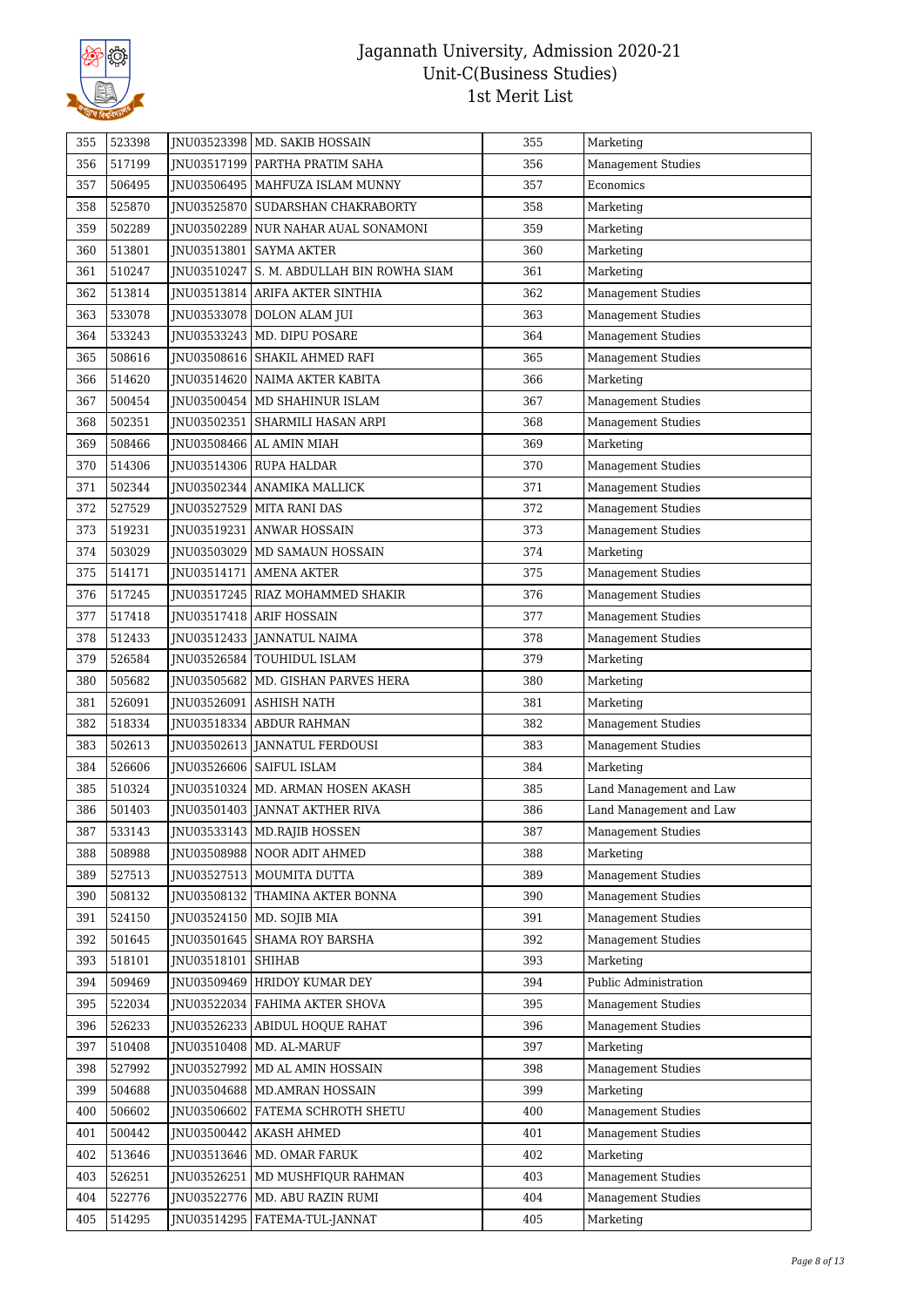| 355 | 523398 | JNU03523398 | MD. SAKIB HOSSAIN | 355 | Marketing |
|---|---|---|---|---|---|
| 356 | 517199 | JNU03517199 | PARTHA PRATIM SAHA | 356 | Management Studies |
| 357 | 506495 | JNU03506495 | MAHFUZA ISLAM MUNNY | 357 | Economics |
| 358 | 525870 | JNU03525870 | SUDARSHAN CHAKRABORTY | 358 | Marketing |
| 359 | 502289 | JNU03502289 | NUR NAHAR AUAL SONAMONI | 359 | Marketing |
| 360 | 513801 | JNU03513801 | SAYMA AKTER | 360 | Marketing |
| 361 | 510247 | JNU03510247 | S. M. ABDULLAH BIN ROWHA SIAM | 361 | Marketing |
| 362 | 513814 | JNU03513814 | ARIFA AKTER SINTHIA | 362 | Management Studies |
| 363 | 533078 | JNU03533078 | DOLON ALAM JUI | 363 | Management Studies |
| 364 | 533243 | JNU03533243 | MD. DIPU POSARE | 364 | Management Studies |
| 365 | 508616 | JNU03508616 | SHAKIL AHMED RAFI | 365 | Management Studies |
| 366 | 514620 | JNU03514620 | NAIMA AKTER KABITA | 366 | Marketing |
| 367 | 500454 | JNU03500454 | MD SHAHINUR ISLAM | 367 | Management Studies |
| 368 | 502351 | JNU03502351 | SHARMILI HASAN ARPI | 368 | Management Studies |
| 369 | 508466 | JNU03508466 | AL AMIN MIAH | 369 | Marketing |
| 370 | 514306 | JNU03514306 | RUPA HALDAR | 370 | Management Studies |
| 371 | 502344 | JNU03502344 | ANAMIKA MALLICK | 371 | Management Studies |
| 372 | 527529 | JNU03527529 | MITA RANI DAS | 372 | Management Studies |
| 373 | 519231 | JNU03519231 | ANWAR HOSSAIN | 373 | Management Studies |
| 374 | 503029 | JNU03503029 | MD SAMAUN HOSSAIN | 374 | Marketing |
| 375 | 514171 | JNU03514171 | AMENA AKTER | 375 | Management Studies |
| 376 | 517245 | JNU03517245 | RIAZ MOHAMMED SHAKIR | 376 | Management Studies |
| 377 | 517418 | JNU03517418 | ARIF HOSSAIN | 377 | Management Studies |
| 378 | 512433 | JNU03512433 | JANNATUL NAIMA | 378 | Management Studies |
| 379 | 526584 | JNU03526584 | TOUHIDUL ISLAM | 379 | Marketing |
| 380 | 505682 | JNU03505682 | MD. GISHAN PARVES HERA | 380 | Marketing |
| 381 | 526091 | JNU03526091 | ASHISH NATH | 381 | Marketing |
| 382 | 518334 | JNU03518334 | ABDUR RAHMAN | 382 | Management Studies |
| 383 | 502613 | JNU03502613 | JANNATUL FERDOUSI | 383 | Management Studies |
| 384 | 526606 | JNU03526606 | SAIFUL ISLAM | 384 | Marketing |
| 385 | 510324 | JNU03510324 | MD. ARMAN HOSEN AKASH | 385 | Land Management and Law |
| 386 | 501403 | JNU03501403 | JANNAT AKTHER RIVA | 386 | Land Management and Law |
| 387 | 533143 | JNU03533143 | MD.RAJIB HOSSEN | 387 | Management Studies |
| 388 | 508988 | JNU03508988 | NOOR ADIT AHMED | 388 | Marketing |
| 389 | 527513 | JNU03527513 | MOUMITA DUTTA | 389 | Management Studies |
| 390 | 508132 | JNU03508132 | THAMINA AKTER BONNA | 390 | Management Studies |
| 391 | 524150 | JNU03524150 | MD. SOJIB MIA | 391 | Management Studies |
| 392 | 501645 | JNU03501645 | SHAMA ROY BARSHA | 392 | Management Studies |
| 393 | 518101 | JNU03518101 | SHIHAB | 393 | Marketing |
| 394 | 509469 | JNU03509469 | HRIDOY KUMAR DEY | 394 | Public Administration |
| 395 | 522034 | JNU03522034 | FAHIMA AKTER SHOVA | 395 | Management Studies |
| 396 | 526233 | JNU03526233 | ABIDUL HOQUE RAHAT | 396 | Management Studies |
| 397 | 510408 | JNU03510408 | MD. AL-MARUF | 397 | Marketing |
| 398 | 527992 | JNU03527992 | MD AL AMIN HOSSAIN | 398 | Management Studies |
| 399 | 504688 | JNU03504688 | MD.AMRAN HOSSAIN | 399 | Marketing |
| 400 | 506602 | JNU03506602 | FATEMA SCHROTH SHETU | 400 | Management Studies |
| 401 | 500442 | JNU03500442 | AKASH AHMED | 401 | Management Studies |
| 402 | 513646 | JNU03513646 | MD. OMAR FARUK | 402 | Marketing |
| 403 | 526251 | JNU03526251 | MD MUSHFIQUR RAHMAN | 403 | Management Studies |
| 404 | 522776 | JNU03522776 | MD. ABU RAZIN RUMI | 404 | Management Studies |
| 405 | 514295 | JNU03514295 | FATEMA-TUL-JANNAT | 405 | Marketing |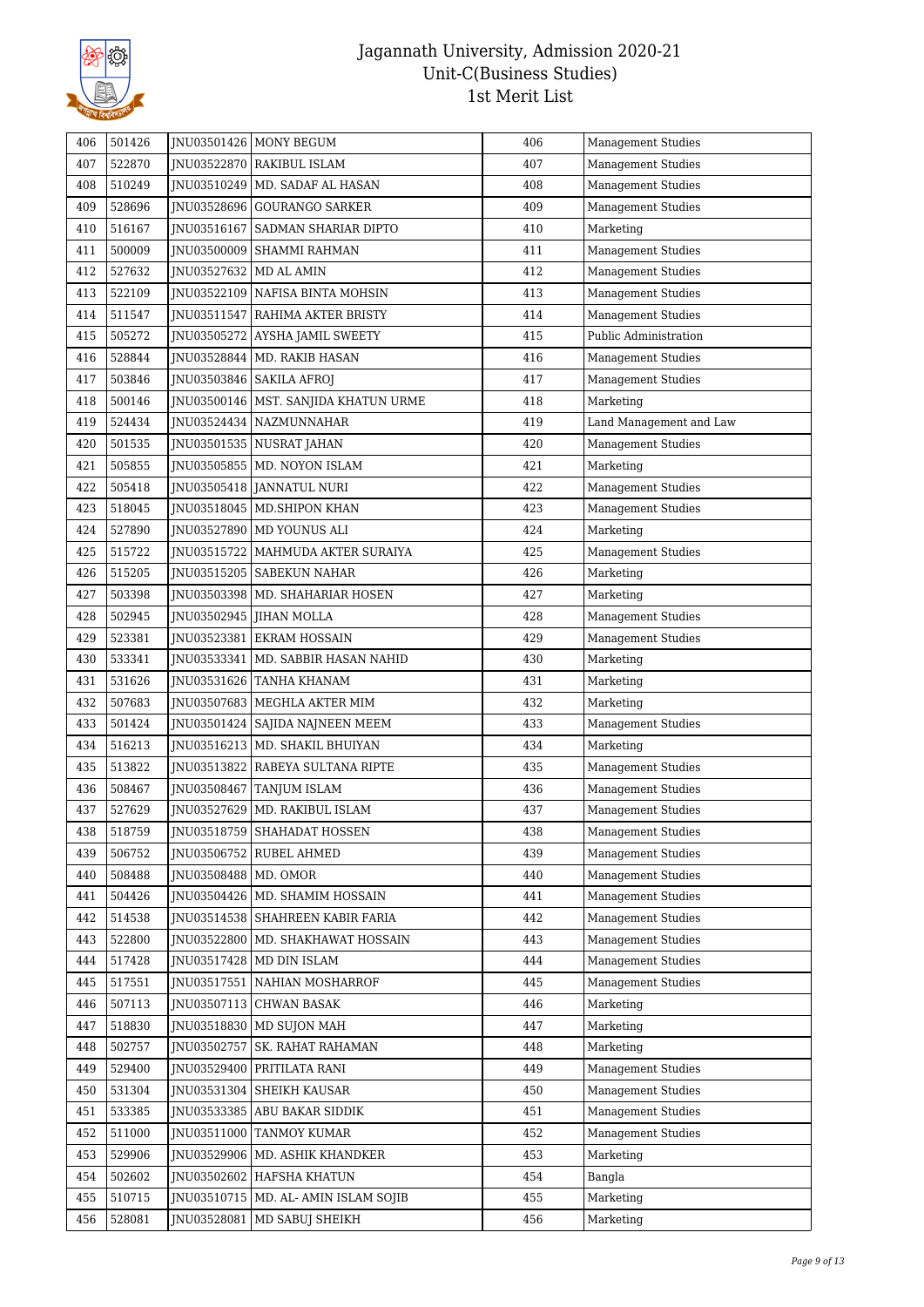# Jagannath University, Admission 2020-21
## Unit-C(Business Studies)
## 1st Merit List

| | | | | | |
|---|---|---|---|---|---|
| 406 | 501426 | JNU03501426 | MONY BEGUM | 406 | Management Studies |
| 407 | 522870 | JNU03522870 | RAKIBUL ISLAM | 407 | Management Studies |
| 408 | 510249 | JNU03510249 | MD. SADAF AL HASAN | 408 | Management Studies |
| 409 | 528696 | JNU03528696 | GOURANGO SARKER | 409 | Management Studies |
| 410 | 516167 | JNU03516167 | SADMAN SHARIAR DIPTO | 410 | Marketing |
| 411 | 500009 | JNU03500009 | SHAMMI RAHMAN | 411 | Management Studies |
| 412 | 527632 | JNU03527632 | MD AL AMIN | 412 | Management Studies |
| 413 | 522109 | JNU03522109 | NAFISA BINTA MOHSIN | 413 | Management Studies |
| 414 | 511547 | JNU03511547 | RAHIMA AKTER BRISTY | 414 | Management Studies |
| 415 | 505272 | JNU03505272 | AYSHA JAMIL SWEETY | 415 | Public Administration |
| 416 | 528844 | JNU03528844 | MD. RAKIB HASAN | 416 | Management Studies |
| 417 | 503846 | JNU03503846 | SAKILA AFROJ | 417 | Management Studies |
| 418 | 500146 | JNU03500146 | MST. SANJIDA KHATUN URME | 418 | Marketing |
| 419 | 524434 | JNU03524434 | NAZMUNNAHAR | 419 | Land Management and Law |
| 420 | 501535 | JNU03501535 | NUSRAT JAHAN | 420 | Management Studies |
| 421 | 505855 | JNU03505855 | MD. NOYON ISLAM | 421 | Marketing |
| 422 | 505418 | JNU03505418 | JANNATUL NURI | 422 | Management Studies |
| 423 | 518045 | JNU03518045 | MD.SHIPON KHAN | 423 | Management Studies |
| 424 | 527890 | JNU03527890 | MD YOUNUS ALI | 424 | Marketing |
| 425 | 515722 | JNU03515722 | MAHMUDA AKTER SURAIYA | 425 | Management Studies |
| 426 | 515205 | JNU03515205 | SABEKUN NAHAR | 426 | Marketing |
| 427 | 503398 | JNU03503398 | MD. SHAHARIAR HOSEN | 427 | Marketing |
| 428 | 502945 | JNU03502945 | JIHAN MOLLA | 428 | Management Studies |
| 429 | 523381 | JNU03523381 | EKRAM HOSSAIN | 429 | Management Studies |
| 430 | 533341 | JNU03533341 | MD. SABBIR HASAN NAHID | 430 | Marketing |
| 431 | 531626 | JNU03531626 | TANHA KHANAM | 431 | Marketing |
| 432 | 507683 | JNU03507683 | MEGHLA AKTER MIM | 432 | Marketing |
| 433 | 501424 | JNU03501424 | SAJIDA NAJNEEN MEEM | 433 | Management Studies |
| 434 | 516213 | JNU03516213 | MD. SHAKIL BHUIYAN | 434 | Marketing |
| 435 | 513822 | JNU03513822 | RABEYA SULTANA RIPTE | 435 | Management Studies |
| 436 | 508467 | JNU03508467 | TANJUM ISLAM | 436 | Management Studies |
| 437 | 527629 | JNU03527629 | MD. RAKIBUL ISLAM | 437 | Management Studies |
| 438 | 518759 | JNU03518759 | SHAHADAT HOSSEN | 438 | Management Studies |
| 439 | 506752 | JNU03506752 | RUBEL AHMED | 439 | Management Studies |
| 440 | 508488 | JNU03508488 | MD. OMOR | 440 | Management Studies |
| 441 | 504426 | JNU03504426 | MD. SHAMIM HOSSAIN | 441 | Management Studies |
| 442 | 514538 | JNU03514538 | SHAHREEN KABIR FARIA | 442 | Management Studies |
| 443 | 522800 | JNU03522800 | MD. SHAKHAWAT HOSSAIN | 443 | Management Studies |
| 444 | 517428 | JNU03517428 | MD DIN ISLAM | 444 | Management Studies |
| 445 | 517551 | JNU03517551 | NAHIAN MOSHARROF | 445 | Management Studies |
| 446 | 507113 | JNU03507113 | CHWAN BASAK | 446 | Marketing |
| 447 | 518830 | JNU03518830 | MD SUJON MAH | 447 | Marketing |
| 448 | 502757 | JNU03502757 | SK. RAHAT RAHAMAN | 448 | Marketing |
| 449 | 529400 | JNU03529400 | PRITILATA RANI | 449 | Management Studies |
| 450 | 531304 | JNU03531304 | SHEIKH KAUSAR | 450 | Management Studies |
| 451 | 533385 | JNU03533385 | ABU BAKAR SIDDIK | 451 | Management Studies |
| 452 | 511000 | JNU03511000 | TANMOY KUMAR | 452 | Management Studies |
| 453 | 529906 | JNU03529906 | MD. ASHIK KHANDKER | 453 | Marketing |
| 454 | 502602 | JNU03502602 | HAFSHA KHATUN | 454 | Bangla |
| 455 | 510715 | JNU03510715 | MD. AL- AMIN ISLAM SOJIB | 455 | Marketing |
| 456 | 528081 | JNU03528081 | MD SABUJ SHEIKH | 456 | Marketing |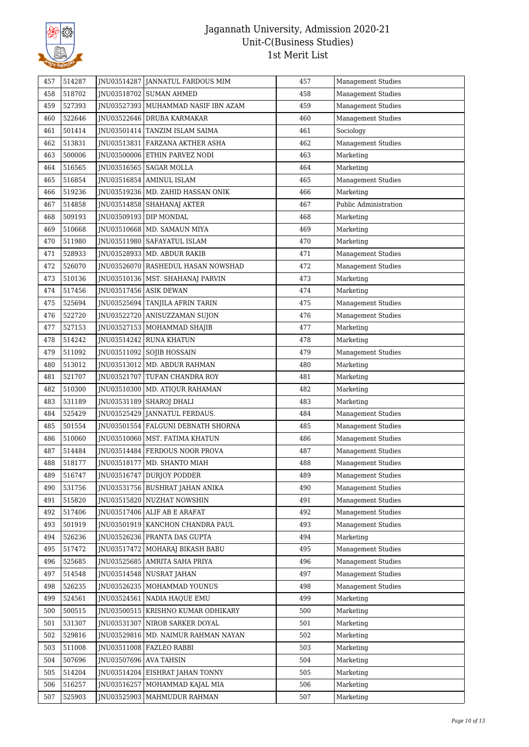# Jagannath University, Admission 2020-21
## Unit-C(Business Studies)
## 1st Merit List

| | | | | | |
|---|---|---|---|---|---|
| 457 | 514287 | JNU03514287 | JANNATUL FARDOUS MIM | 457 | Management Studies |
| 458 | 518702 | JNU03518702 | SUMAN AHMED | 458 | Management Studies |
| 459 | 527393 | JNU03527393 | MUHAMMAD NASIF IBN AZAM | 459 | Management Studies |
| 460 | 522646 | JNU03522646 | DRUBA KARMAKAR | 460 | Management Studies |
| 461 | 501414 | JNU03501414 | TANZIM ISLAM SAIMA | 461 | Sociology |
| 462 | 513831 | JNU03513831 | FARZANA AKTHER ASHA | 462 | Management Studies |
| 463 | 500006 | JNU03500006 | ETHIN PARVEZ NODI | 463 | Marketing |
| 464 | 516565 | JNU03516565 | SAGAR MOLLA | 464 | Marketing |
| 465 | 516854 | JNU03516854 | AMINUL ISLAM | 465 | Management Studies |
| 466 | 519236 | JNU03519236 | MD. ZAHID HASSAN ONIK | 466 | Marketing |
| 467 | 514858 | JNU03514858 | SHAHANAJ AKTER | 467 | Public Administration |
| 468 | 509193 | JNU03509193 | DIP MONDAL | 468 | Marketing |
| 469 | 510668 | JNU03510668 | MD. SAMAUN MIYA | 469 | Marketing |
| 470 | 511980 | JNU03511980 | SAFAYATUL ISLAM | 470 | Marketing |
| 471 | 528933 | JNU03528933 | MD. ABDUR RAKIB | 471 | Management Studies |
| 472 | 526070 | JNU03526070 | RASHEDUL HASAN NOWSHAD | 472 | Management Studies |
| 473 | 510136 | JNU03510136 | MST. SHAHANAJ PARVIN | 473 | Marketing |
| 474 | 517456 | JNU03517456 | ASIK DEWAN | 474 | Marketing |
| 475 | 525694 | JNU03525694 | TANJILA AFRIN TARIN | 475 | Management Studies |
| 476 | 522720 | JNU03522720 | ANISUZZAMAN SUJON | 476 | Management Studies |
| 477 | 527153 | JNU03527153 | MOHAMMAD SHAJIB | 477 | Marketing |
| 478 | 514242 | JNU03514242 | RUNA KHATUN | 478 | Marketing |
| 479 | 511092 | JNU03511092 | SOJIB HOSSAIN | 479 | Management Studies |
| 480 | 513012 | JNU03513012 | MD. ABDUR RAHMAN | 480 | Marketing |
| 481 | 521707 | JNU03521707 | TUFAN CHANDRA ROY | 481 | Marketing |
| 482 | 510300 | JNU03510300 | MD. ATIQUR RAHAMAN | 482 | Marketing |
| 483 | 531189 | JNU03531189 | SHAROJ DHALI | 483 | Marketing |
| 484 | 525429 | JNU03525429 | JANNATUL FERDAUS. | 484 | Management Studies |
| 485 | 501554 | JNU03501554 | FALGUNI DEBNATH SHORNA | 485 | Management Studies |
| 486 | 510060 | JNU03510060 | MST. FATIMA KHATUN | 486 | Management Studies |
| 487 | 514484 | JNU03514484 | FERDOUS NOOR PROVA | 487 | Management Studies |
| 488 | 518177 | JNU03518177 | MD. SHANTO MIAH | 488 | Management Studies |
| 489 | 516747 | JNU03516747 | DURJOY PODDER | 489 | Management Studies |
| 490 | 531756 | JNU03531756 | BUSHRAT JAHAN ANIKA | 490 | Management Studies |
| 491 | 515820 | JNU03515820 | NUZHAT NOWSHIN | 491 | Management Studies |
| 492 | 517406 | JNU03517406 | ALIF AB E ARAFAT | 492 | Management Studies |
| 493 | 501919 | JNU03501919 | KANCHON CHANDRA PAUL | 493 | Management Studies |
| 494 | 526236 | JNU03526236 | PRANTA DAS GUPTA | 494 | Marketing |
| 495 | 517472 | JNU03517472 | MOHARAJ BIKASH BABU | 495 | Management Studies |
| 496 | 525685 | JNU03525685 | AMRITA SAHA PRIYA | 496 | Management Studies |
| 497 | 514548 | JNU03514548 | NUSRAT JAHAN | 497 | Management Studies |
| 498 | 526235 | JNU03526235 | MOHAMMAD YOUNUS | 498 | Management Studies |
| 499 | 524561 | JNU03524561 | NADIA HAQUE EMU | 499 | Marketing |
| 500 | 500515 | JNU03500515 | KRISHNO KUMAR ODHIKARY | 500 | Marketing |
| 501 | 531307 | JNU03531307 | NIROB SARKER DOYAL | 501 | Marketing |
| 502 | 529816 | JNU03529816 | MD. NAIMUR RAHMAN NAYAN | 502 | Marketing |
| 503 | 511008 | JNU03511008 | FAZLEO RABBI | 503 | Marketing |
| 504 | 507696 | JNU03507696 | AVA TAHSIN | 504 | Marketing |
| 505 | 514204 | JNU03514204 | EISHRAT JAHAN TONNY | 505 | Marketing |
| 506 | 516257 | JNU03516257 | MOHAMMAD KAJAL MIA | 506 | Marketing |
| 507 | 525903 | JNU03525903 | MAHMUDUR RAHMAN | 507 | Marketing |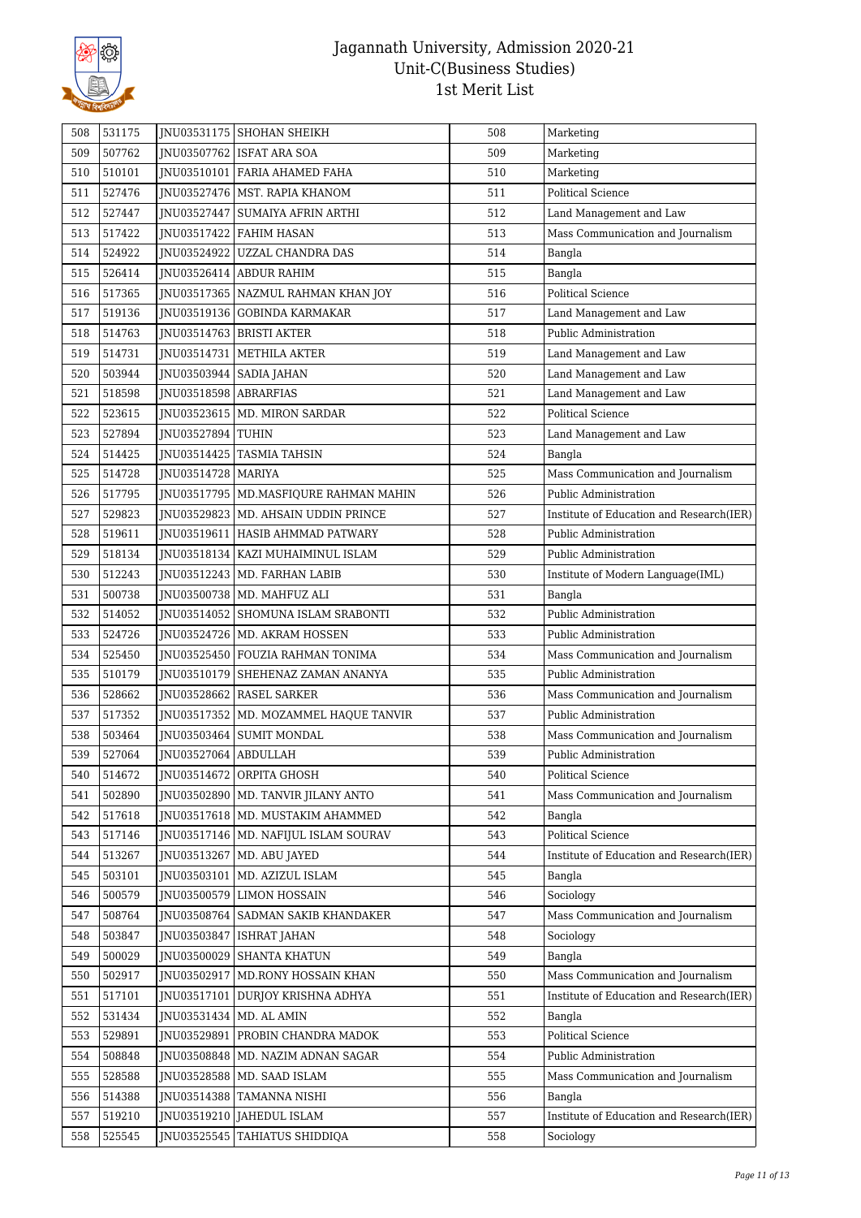# Jagannath University, Admission 2020-21
## Unit-C(Business Studies)
## 1st Merit List

| | | | | | |
|---|---|---|---|---|---|
| 508 | 531175 | JNU03531175 | SHOHAN SHEIKH | 508 | Marketing |
| 509 | 507762 | JNU03507762 | ISFAT ARA SOA | 509 | Marketing |
| 510 | 510101 | JNU03510101 | FARIA AHAMED FAHA | 510 | Marketing |
| 511 | 527476 | JNU03527476 | MST. RAPIA KHANOM | 511 | Political Science |
| 512 | 527447 | JNU03527447 | SUMAIYA AFRIN ARTHI | 512 | Land Management and Law |
| 513 | 517422 | JNU03517422 | FAHIM HASAN | 513 | Mass Communication and Journalism |
| 514 | 524922 | JNU03524922 | UZZAL CHANDRA DAS | 514 | Bangla |
| 515 | 526414 | JNU03526414 | ABDUR RAHIM | 515 | Bangla |
| 516 | 517365 | JNU03517365 | NAZMUL RAHMAN KHAN JOY | 516 | Political Science |
| 517 | 519136 | JNU03519136 | GOBINDA KARMAKAR | 517 | Land Management and Law |
| 518 | 514763 | JNU03514763 | BRISTI AKTER | 518 | Public Administration |
| 519 | 514731 | JNU03514731 | METHILA AKTER | 519 | Land Management and Law |
| 520 | 503944 | JNU03503944 | SADIA JAHAN | 520 | Land Management and Law |
| 521 | 518598 | JNU03518598 | ABRARFIAS | 521 | Land Management and Law |
| 522 | 523615 | JNU03523615 | MD. MIRON SARDAR | 522 | Political Science |
| 523 | 527894 | JNU03527894 | TUHIN | 523 | Land Management and Law |
| 524 | 514425 | JNU03514425 | TASMIA TAHSIN | 524 | Bangla |
| 525 | 514728 | JNU03514728 | MARIYA | 525 | Mass Communication and Journalism |
| 526 | 517795 | JNU03517795 | MD.MASFIQURE RAHMAN MAHIN | 526 | Public Administration |
| 527 | 529823 | JNU03529823 | MD. AHSAIN UDDIN PRINCE | 527 | Institute of Education and Research(IER) |
| 528 | 519611 | JNU03519611 | HASIB AHMMAD PATWARY | 528 | Public Administration |
| 529 | 518134 | JNU03518134 | KAZI MUHAIMINUL ISLAM | 529 | Public Administration |
| 530 | 512243 | JNU03512243 | MD. FARHAN LABIB | 530 | Institute of Modern Language(IML) |
| 531 | 500738 | JNU03500738 | MD. MAHFUZ ALI | 531 | Bangla |
| 532 | 514052 | JNU03514052 | SHOMUNA ISLAM SRABONTI | 532 | Public Administration |
| 533 | 524726 | JNU03524726 | MD. AKRAM HOSSEN | 533 | Public Administration |
| 534 | 525450 | JNU03525450 | FOUZIA RAHMAN TONIMA | 534 | Mass Communication and Journalism |
| 535 | 510179 | JNU03510179 | SHEHENAZ ZAMAN ANANYA | 535 | Public Administration |
| 536 | 528662 | JNU03528662 | RASEL SARKER | 536 | Mass Communication and Journalism |
| 537 | 517352 | JNU03517352 | MD. MOZAMMEL HAQUE TANVIR | 537 | Public Administration |
| 538 | 503464 | JNU03503464 | SUMIT MONDAL | 538 | Mass Communication and Journalism |
| 539 | 527064 | JNU03527064 | ABDULLAH | 539 | Public Administration |
| 540 | 514672 | JNU03514672 | ORPITA GHOSH | 540 | Political Science |
| 541 | 502890 | JNU03502890 | MD. TANVIR JILANY ANTO | 541 | Mass Communication and Journalism |
| 542 | 517618 | JNU03517618 | MD. MUSTAKIM AHAMMED | 542 | Bangla |
| 543 | 517146 | JNU03517146 | MD. NAFIJUL ISLAM SOURAV | 543 | Political Science |
| 544 | 513267 | JNU03513267 | MD. ABU JAYED | 544 | Institute of Education and Research(IER) |
| 545 | 503101 | JNU03503101 | MD. AZIZUL ISLAM | 545 | Bangla |
| 546 | 500579 | JNU03500579 | LIMON HOSSAIN | 546 | Sociology |
| 547 | 508764 | JNU03508764 | SADMAN SAKIB KHANDAKER | 547 | Mass Communication and Journalism |
| 548 | 503847 | JNU03503847 | ISHRAT JAHAN | 548 | Sociology |
| 549 | 500029 | JNU03500029 | SHANTA KHATUN | 549 | Bangla |
| 550 | 502917 | JNU03502917 | MD.RONY HOSSAIN KHAN | 550 | Mass Communication and Journalism |
| 551 | 517101 | JNU03517101 | DURJOY KRISHNA ADHYA | 551 | Institute of Education and Research(IER) |
| 552 | 531434 | JNU03531434 | MD. AL AMIN | 552 | Bangla |
| 553 | 529891 | JNU03529891 | PROBIN CHANDRA MADOK | 553 | Political Science |
| 554 | 508848 | JNU03508848 | MD. NAZIM ADNAN SAGAR | 554 | Public Administration |
| 555 | 528588 | JNU03528588 | MD. SAAD ISLAM | 555 | Mass Communication and Journalism |
| 556 | 514388 | JNU03514388 | TAMANNA NISHI | 556 | Bangla |
| 557 | 519210 | JNU03519210 | JAHEDUL ISLAM | 557 | Institute of Education and Research(IER) |
| 558 | 525545 | JNU03525545 | TAHIATUS SHIDDIQA | 558 | Sociology |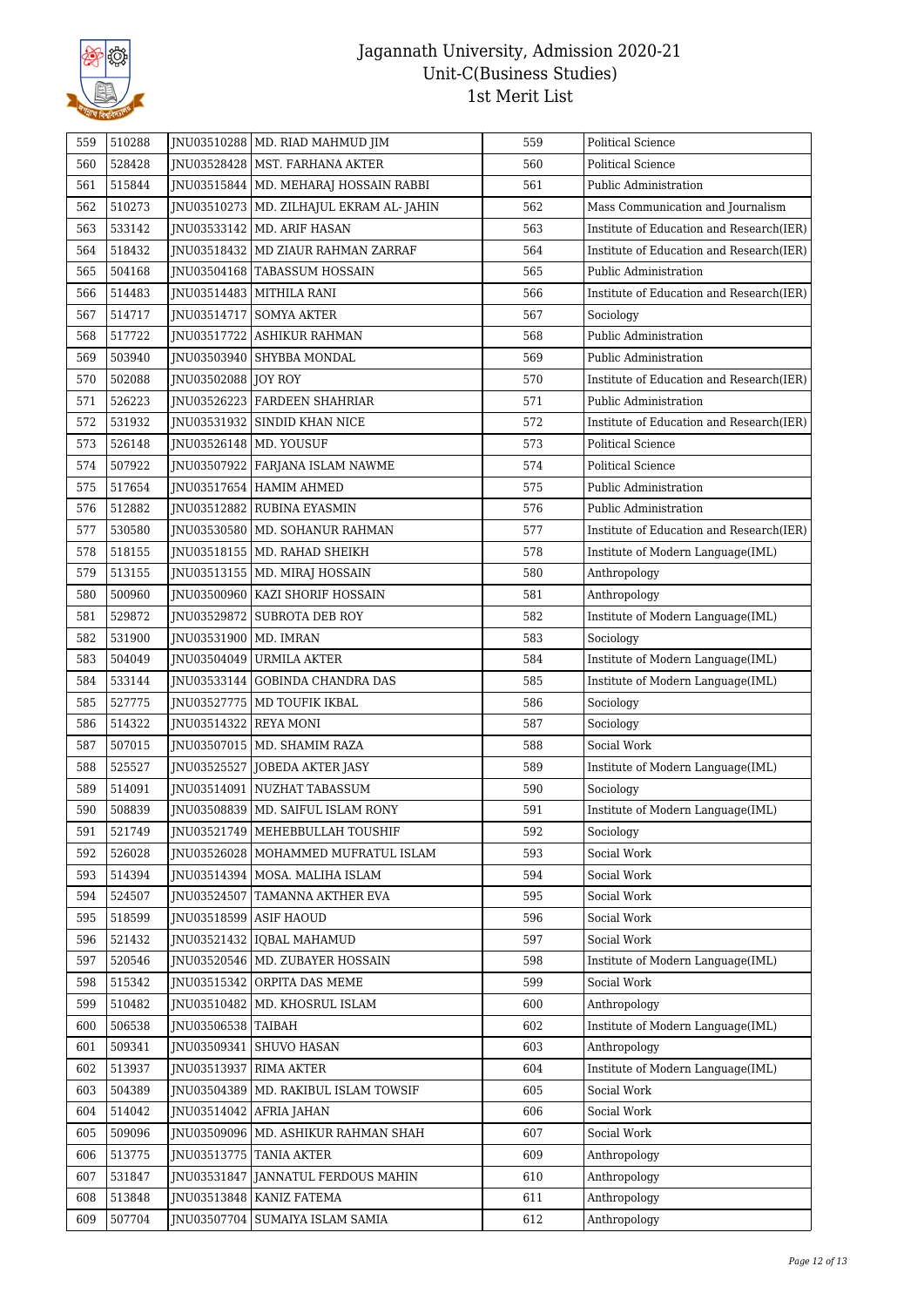# Jagannath University, Admission 2020-21
## Unit-C(Business Studies)
## 1st Merit List

| | | | | | |
|---|---|---|---|---|---|
| 559 | 510288 | JNU03510288 | MD. RIAD MAHMUD JIM | 559 | Political Science |
| 560 | 528428 | JNU03528428 | MST. FARHANA AKTER | 560 | Political Science |
| 561 | 515844 | JNU03515844 | MD. MEHARAJ HOSSAIN RABBI | 561 | Public Administration |
| 562 | 510273 | JNU03510273 | MD. ZILHAJUL EKRAM AL- JAHIN | 562 | Mass Communication and Journalism |
| 563 | 533142 | JNU03533142 | MD. ARIF HASAN | 563 | Institute of Education and Research(IER) |
| 564 | 518432 | JNU03518432 | MD ZIAUR RAHMAN ZARRAF | 564 | Institute of Education and Research(IER) |
| 565 | 504168 | JNU03504168 | TABASSUM HOSSAIN | 565 | Public Administration |
| 566 | 514483 | JNU03514483 | MITHILA RANI | 566 | Institute of Education and Research(IER) |
| 567 | 514717 | JNU03514717 | SOMYA AKTER | 567 | Sociology |
| 568 | 517722 | JNU03517722 | ASHIKUR RAHMAN | 568 | Public Administration |
| 569 | 503940 | JNU03503940 | SHYBBA MONDAL | 569 | Public Administration |
| 570 | 502088 | JNU03502088 | JOY ROY | 570 | Institute of Education and Research(IER) |
| 571 | 526223 | JNU03526223 | FARDEEN SHAHRIAR | 571 | Public Administration |
| 572 | 531932 | JNU03531932 | SINDID KHAN NICE | 572 | Institute of Education and Research(IER) |
| 573 | 526148 | JNU03526148 | MD. YOUSUF | 573 | Political Science |
| 574 | 507922 | JNU03507922 | FARJANA ISLAM NAWME | 574 | Political Science |
| 575 | 517654 | JNU03517654 | HAMIM AHMED | 575 | Public Administration |
| 576 | 512882 | JNU03512882 | RUBINA EYASMIN | 576 | Public Administration |
| 577 | 530580 | JNU03530580 | MD. SOHANUR RAHMAN | 577 | Institute of Education and Research(IER) |
| 578 | 518155 | JNU03518155 | MD. RAHAD SHEIKH | 578 | Institute of Modern Language(IML) |
| 579 | 513155 | JNU03513155 | MD. MIRAJ HOSSAIN | 580 | Anthropology |
| 580 | 500960 | JNU03500960 | KAZI SHORIF HOSSAIN | 581 | Anthropology |
| 581 | 529872 | JNU03529872 | SUBROTA DEB ROY | 582 | Institute of Modern Language(IML) |
| 582 | 531900 | JNU03531900 | MD. IMRAN | 583 | Sociology |
| 583 | 504049 | JNU03504049 | URMILA AKTER | 584 | Institute of Modern Language(IML) |
| 584 | 533144 | JNU03533144 | GOBINDA CHANDRA DAS | 585 | Institute of Modern Language(IML) |
| 585 | 527775 | JNU03527775 | MD TOUFIK IKBAL | 586 | Sociology |
| 586 | 514322 | JNU03514322 | REYA MONI | 587 | Sociology |
| 587 | 507015 | JNU03507015 | MD. SHAMIM RAZA | 588 | Social Work |
| 588 | 525527 | JNU03525527 | JOBEDA AKTER JASY | 589 | Institute of Modern Language(IML) |
| 589 | 514091 | JNU03514091 | NUZHAT TABASSUM | 590 | Sociology |
| 590 | 508839 | JNU03508839 | MD. SAIFUL ISLAM RONY | 591 | Institute of Modern Language(IML) |
| 591 | 521749 | JNU03521749 | MEHEBBULLAH TOUSHIF | 592 | Sociology |
| 592 | 526028 | JNU03526028 | MOHAMMED MUFRATUL ISLAM | 593 | Social Work |
| 593 | 514394 | JNU03514394 | MOSA. MALIHA ISLAM | 594 | Social Work |
| 594 | 524507 | JNU03524507 | TAMANNA AKTHER EVA | 595 | Social Work |
| 595 | 518599 | JNU03518599 | ASIF HAOUD | 596 | Social Work |
| 596 | 521432 | JNU03521432 | IQBAL MAHAMUD | 597 | Social Work |
| 597 | 520546 | JNU03520546 | MD. ZUBAYER HOSSAIN | 598 | Institute of Modern Language(IML) |
| 598 | 515342 | JNU03515342 | ORPITA DAS MEME | 599 | Social Work |
| 599 | 510482 | JNU03510482 | MD. KHOSRUL ISLAM | 600 | Anthropology |
| 600 | 506538 | JNU03506538 | TAIBAH | 602 | Institute of Modern Language(IML) |
| 601 | 509341 | JNU03509341 | SHUVO HASAN | 603 | Anthropology |
| 602 | 513937 | JNU03513937 | RIMA AKTER | 604 | Institute of Modern Language(IML) |
| 603 | 504389 | JNU03504389 | MD. RAKIBUL ISLAM TOWSIF | 605 | Social Work |
| 604 | 514042 | JNU03514042 | AFRIA JAHAN | 606 | Social Work |
| 605 | 509096 | JNU03509096 | MD. ASHIKUR RAHMAN SHAH | 607 | Social Work |
| 606 | 513775 | JNU03513775 | TANIA AKTER | 609 | Anthropology |
| 607 | 531847 | JNU03531847 | JANNATUL FERDOUS MAHIN | 610 | Anthropology |
| 608 | 513848 | JNU03513848 | KANIZ FATEMA | 611 | Anthropology |
| 609 | 507704 | JNU03507704 | SUMAIYA ISLAM SAMIA | 612 | Anthropology |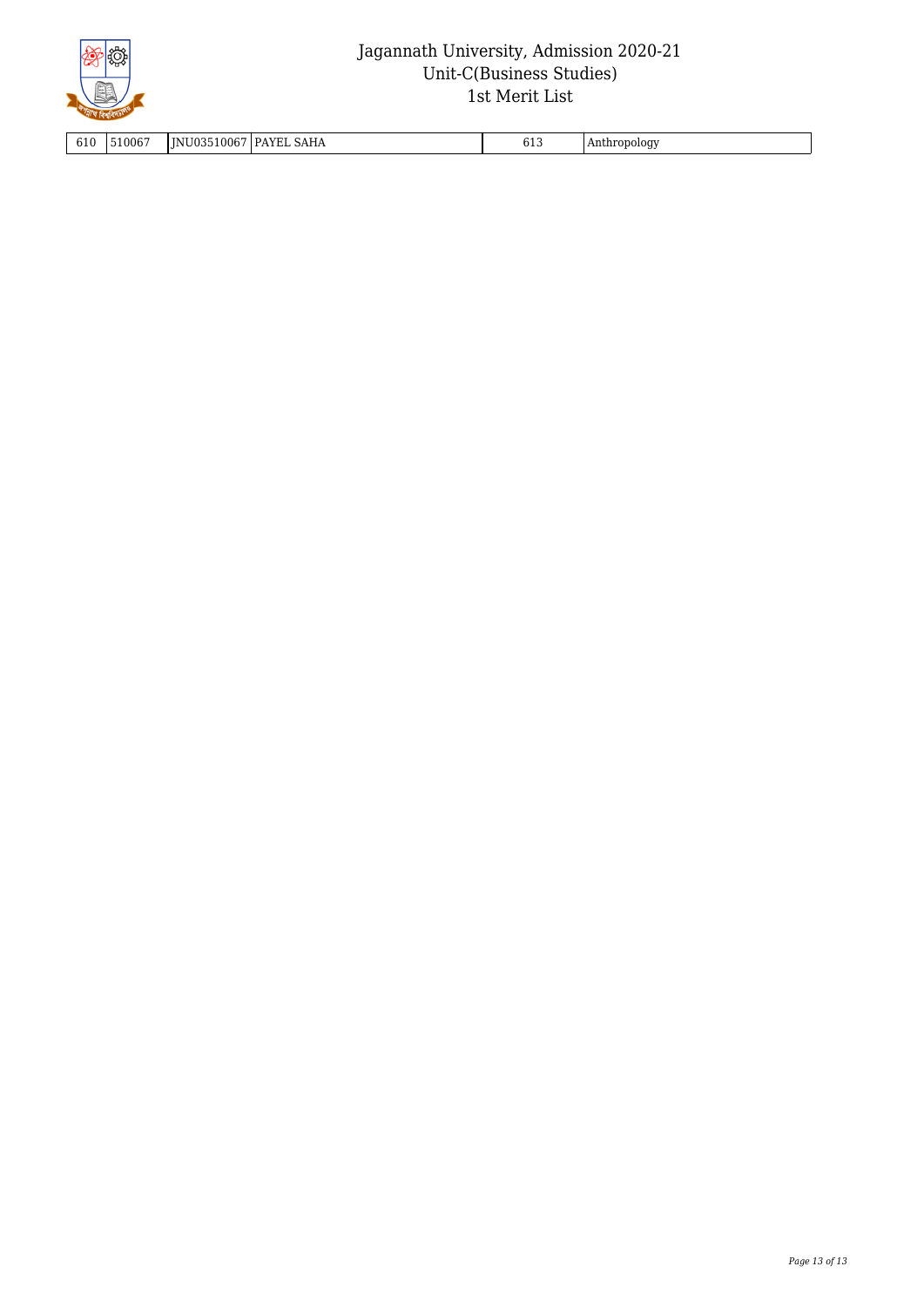# Jagannath University, Admission 2020-21
## Unit-C(Business Studies)
## 1st Merit List

| | | | | | |
|---|---|---|---|---|---|
| 610 | 510067 | JNU03510067 | PAYEL SAHA | 613 | Anthropology |